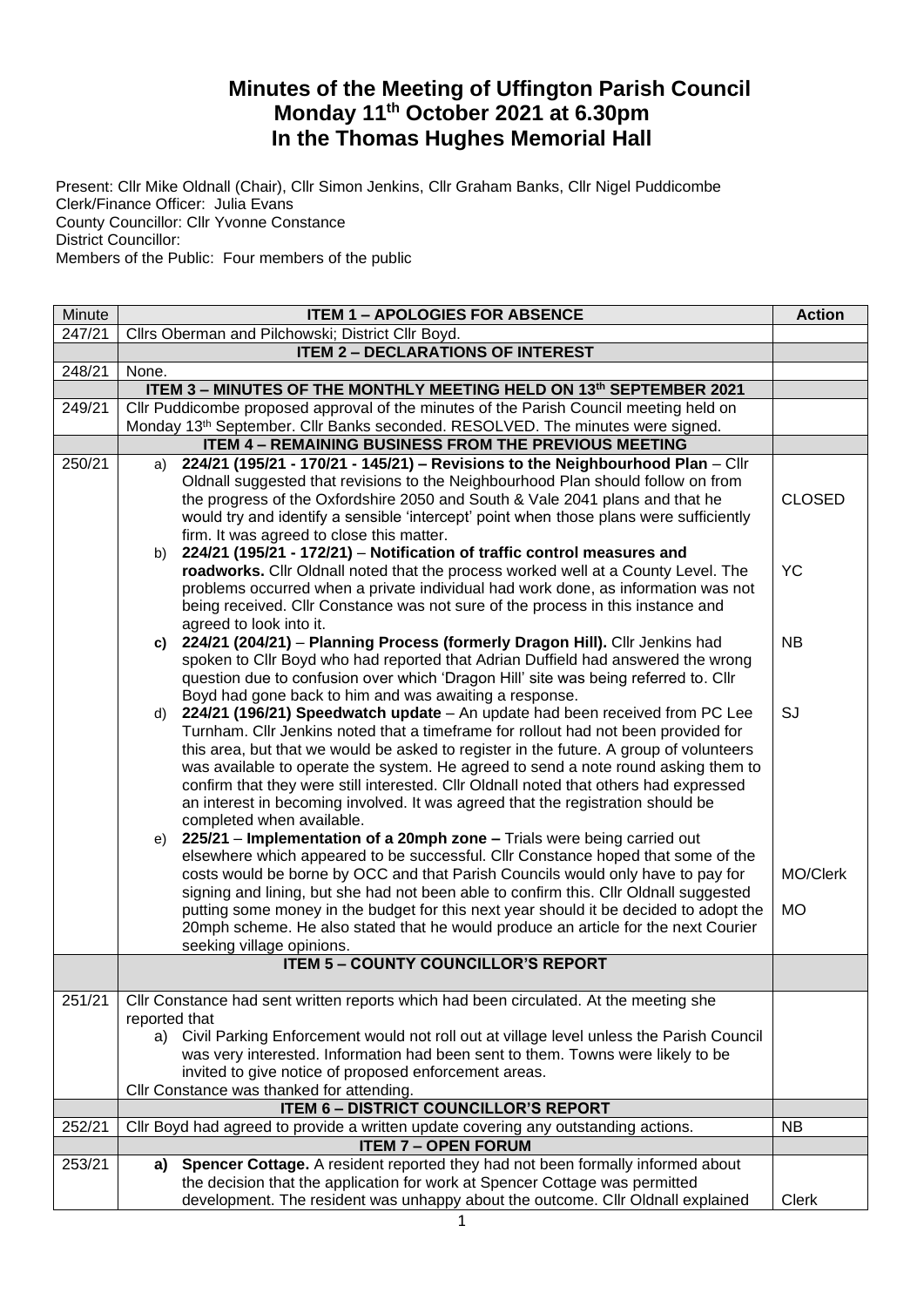# Minutes of the Meeting of Uffington Parish Council
# Monday 11th October 2021 at 6.30pm
# In the Thomas Hughes Memorial Hall

Present: Cllr Mike Oldnall (Chair), Cllr Simon Jenkins, Cllr Graham Banks, Cllr Nigel Puddicombe
Clerk/Finance Officer: Julia Evans
County Councillor: Cllr Yvonne Constance
District Councillor:
Members of the Public: Four members of the public

| Minute | ITEM 1 – APOLOGIES FOR ABSENCE | Action |
|---|---|---|
| 247/21 | Cllrs Oberman and Pilchowski; District Cllr Boyd. | |
| | **ITEM 2 – DECLARATIONS OF INTEREST** | |
| 248/21 | None. | |
| | **ITEM 3 – MINUTES OF THE MONTHLY MEETING HELD ON 13th SEPTEMBER 2021** | |
| 249/21 | Cllr Puddicombe proposed approval of the minutes of the Parish Council meeting held on Monday 13th September. Cllr Banks seconded. RESOLVED. The minutes were signed. | |
| | **ITEM 4 – REMAINING BUSINESS FROM THE PREVIOUS MEETING** | |
| 250/21 | a) **224/21 (195/21 - 170/21 - 145/21) – Revisions to the Neighbourhood Plan** – Cllr Oldnall suggested that revisions to the Neighbourhood Plan should follow on from the progress of the Oxfordshire 2050 and South & Vale 2041 plans and that he would try and identify a sensible 'intercept' point when those plans were sufficiently firm. It was agreed to close this matter. | CLOSED |
| | b) **224/21 (195/21 - 172/21)** – **Notification of traffic control measures and roadworks.** Cllr Oldnall noted that the process worked well at a County Level. The problems occurred when a private individual had work done, as information was not being received. Cllr Constance was not sure of the process in this instance and agreed to look into it. | YC |
| | c) **224/21 (204/21)** – **Planning Process (formerly Dragon Hill).** Cllr Jenkins had spoken to Cllr Boyd who had reported that Adrian Duffield had answered the wrong question due to confusion over which 'Dragon Hill' site was being referred to. Cllr Boyd had gone back to him and was awaiting a response. | NB |
| | d) **224/21 (196/21) Speedwatch update** – An update had been received from PC Lee Turnham. Cllr Jenkins noted that a timeframe for rollout had not been provided for this area, but that we would be asked to register in the future. A group of volunteers was available to operate the system. He agreed to send a note round asking them to confirm that they were still interested. Cllr Oldnall noted that others had expressed an interest in becoming involved. It was agreed that the registration should be completed when available. | SJ |
| | e) **225/21** – **Implementation of a 20mph zone –** Trials were being carried out elsewhere which appeared to be successful. Cllr Constance hoped that some of the costs would be borne by OCC and that Parish Councils would only have to pay for signing and lining, but she had not been able to confirm this. Cllr Oldnall suggested putting some money in the budget for this next year should it be decided to adopt the 20mph scheme. He also stated that he would produce an article for the next Courier seeking village opinions. | MO/Clerk<br><br>MO |
| | **ITEM 5 – COUNTY COUNCILLOR'S REPORT** | |
| 251/21 | Cllr Constance had sent written reports which had been circulated. At the meeting she reported that<br>a) Civil Parking Enforcement would not roll out at village level unless the Parish Council was very interested. Information had been sent to them. Towns were likely to be invited to give notice of proposed enforcement areas.<br>Cllr Constance was thanked for attending. | |
| | **ITEM 6 – DISTRICT COUNCILLOR'S REPORT** | |
| 252/21 | Cllr Boyd had agreed to provide a written update covering any outstanding actions. | NB |
| | **ITEM 7 – OPEN FORUM** | |
| 253/21 | a) **Spencer Cottage.** A resident reported they had not been formally informed about the decision that the application for work at Spencer Cottage was permitted development. The resident was unhappy about the outcome. Cllr Oldnall explained | Clerk |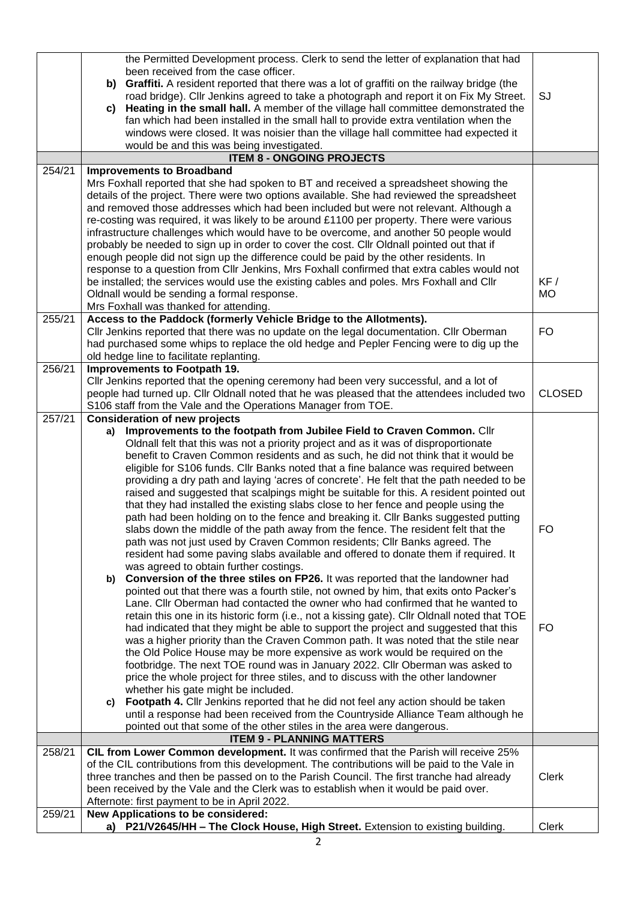| | | |
|---|---|---|
| | the Permitted Development process. Clerk to send the letter of explanation that had been received from the case officer.<br>**b) Graffiti.** A resident reported that there was a lot of graffiti on the railway bridge (the road bridge). Cllr Jenkins agreed to take a photograph and report it on Fix My Street.<br>**c) Heating in the small hall.** A member of the village hall committee demonstrated the fan which had been installed in the small hall to provide extra ventilation when the windows were closed. It was noisier than the village hall committee had expected it would be and this was being investigated. | SJ |
| | **ITEM 8 - ONGOING PROJECTS** | |
| 254/21 | **Improvements to Broadband**<br>Mrs Foxhall reported that she had spoken to BT and received a spreadsheet showing the details of the project. There were two options available. She had reviewed the spreadsheet and removed those addresses which had been included but were not relevant. Although a re-costing was required, it was likely to be around £1100 per property. There were various infrastructure challenges which would have to be overcome, and another 50 people would probably be needed to sign up in order to cover the cost. Cllr Oldnall pointed out that if enough people did not sign up the difference could be paid by the other residents. In response to a question from Cllr Jenkins, Mrs Foxhall confirmed that extra cables would not be installed; the services would use the existing cables and poles. Mrs Foxhall and Cllr Oldnall would be sending a formal response.<br>Mrs Foxhall was thanked for attending. | KF / MO |
| 255/21 | **Access to the Paddock (formerly Vehicle Bridge to the Allotments).**<br>Cllr Jenkins reported that there was no update on the legal documentation. Cllr Oberman had purchased some whips to replace the old hedge and Pepler Fencing were to dig up the old hedge line to facilitate replanting. | FO |
| 256/21 | **Improvements to Footpath 19.**<br>Cllr Jenkins reported that the opening ceremony had been very successful, and a lot of people had turned up. Cllr Oldnall noted that he was pleased that the attendees included two S106 staff from the Vale and the Operations Manager from TOE. | CLOSED |
| 257/21 | **Consideration of new projects**<br>**a) Improvements to the footpath from Jubilee Field to Craven Common.** Cllr Oldnall felt that this was not a priority project and as it was of disproportionate benefit to Craven Common residents and as such, he did not think that it would be eligible for S106 funds. Cllr Banks noted that a fine balance was required between providing a dry path and laying 'acres of concrete'. He felt that the path needed to be raised and suggested that scalpings might be suitable for this. A resident pointed out that they had installed the existing slabs close to her fence and people using the path had been holding on to the fence and breaking it. Cllr Banks suggested putting slabs down the middle of the path away from the fence. The resident felt that the path was not just used by Craven Common residents; Cllr Banks agreed. The resident had some paving slabs available and offered to donate them if required. It was agreed to obtain further costings.<br>**b) Conversion of the three stiles on FP26.** It was reported that the landowner had pointed out that there was a fourth stile, not owned by him, that exits onto Packer's Lane. Cllr Oberman had contacted the owner who had confirmed that he wanted to retain this one in its historic form (i.e., not a kissing gate). Cllr Oldnall noted that TOE had indicated that they might be able to support the project and suggested that this was a higher priority than the Craven Common path. It was noted that the stile near the Old Police House may be more expensive as work would be required on the footbridge. The next TOE round was in January 2022. Cllr Oberman was asked to price the whole project for three stiles, and to discuss with the other landowner whether his gate might be included.<br>**c) Footpath 4.** Cllr Jenkins reported that he did not feel any action should be taken until a response had been received from the Countryside Alliance Team although he pointed out that some of the other stiles in the area were dangerous. | FO<br><br>FO |
| | **ITEM 9 - PLANNING MATTERS** | |
| 258/21 | **CIL from Lower Common development.** It was confirmed that the Parish will receive 25% of the CIL contributions from this development. The contributions will be paid to the Vale in three tranches and then be passed on to the Parish Council. The first tranche had already been received by the Vale and the Clerk was to establish when it would be paid over.<br>Afternote: first payment to be in April 2022. | Clerk |
| 259/21 | **New Applications to be considered:**<br>**a) P21/V2645/HH – The Clock House, High Street.** Extension to existing building. | Clerk |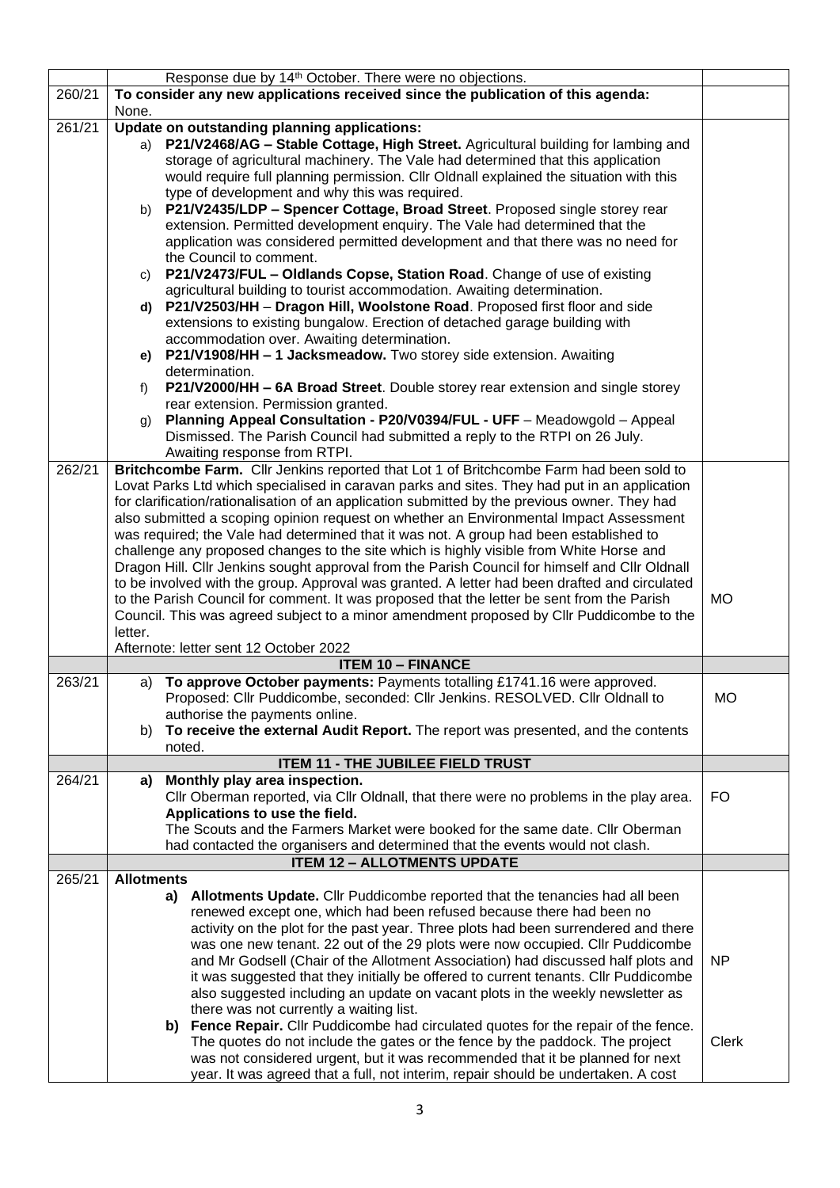| | | |
|---|---|---|
| | Response due by 14th October. There were no objections. | |
| 260/21 | **To consider any new applications received since the publication of this agenda:**<br>None. | |
| 261/21 | **Update on outstanding planning applications:**<br>a) **P21/V2468/AG – Stable Cottage, High Street.** Agricultural building for lambing and storage of agricultural machinery. The Vale had determined that this application would require full planning permission. Cllr Oldnall explained the situation with this type of development and why this was required.<br>b) **P21/V2435/LDP – Spencer Cottage, Broad Street**. Proposed single storey rear extension. Permitted development enquiry. The Vale had determined that the application was considered permitted development and that there was no need for the Council to comment.<br>c) **P21/V2473/FUL – Oldlands Copse, Station Road**. Change of use of existing agricultural building to tourist accommodation. Awaiting determination.<br>**d) P21/V2503/HH** – **Dragon Hill, Woolstone Road**. Proposed first floor and side extensions to existing bungalow. Erection of detached garage building with accommodation over. Awaiting determination.<br>**e) P21/V1908/HH – 1 Jacksmeadow.** Two storey side extension. Awaiting determination.<br>f) **P21/V2000/HH – 6A Broad Street**. Double storey rear extension and single storey rear extension. Permission granted.<br>g) **Planning Appeal Consultation - P20/V0394/FUL - UFF** – Meadowgold – Appeal Dismissed. The Parish Council had submitted a reply to the RTPI on 26 July. Awaiting response from RTPI. | |
| 262/21 | **Britchcombe Farm.** Cllr Jenkins reported that Lot 1 of Britchcombe Farm had been sold to Lovat Parks Ltd which specialised in caravan parks and sites. They had put in an application for clarification/rationalisation of an application submitted by the previous owner. They had also submitted a scoping opinion request on whether an Environmental Impact Assessment was required; the Vale had determined that it was not. A group had been established to challenge any proposed changes to the site which is highly visible from White Horse and Dragon Hill. Cllr Jenkins sought approval from the Parish Council for himself and Cllr Oldnall to be involved with the group. Approval was granted. A letter had been drafted and circulated to the Parish Council for comment. It was proposed that the letter be sent from the Parish Council. This was agreed subject to a minor amendment proposed by Cllr Puddicombe to the letter.<br>Afternote: letter sent 12 October 2022 | MO |
| | **ITEM 10 – FINANCE** | |
| 263/21 | a) **To approve October payments:** Payments totalling £1741.16 were approved. Proposed: Cllr Puddicombe, seconded: Cllr Jenkins. RESOLVED. Cllr Oldnall to authorise the payments online.<br>b) **To receive the external Audit Report.** The report was presented, and the contents noted. | MO |
| | **ITEM 11 - THE JUBILEE FIELD TRUST** | |
| 264/21 | **a) Monthly play area inspection.**<br>Cllr Oberman reported, via Cllr Oldnall, that there were no problems in the play area.<br>**Applications to use the field.**<br>The Scouts and the Farmers Market were booked for the same date. Cllr Oberman had contacted the organisers and determined that the events would not clash. | FO |
| | **ITEM 12 – ALLOTMENTS UPDATE** | |
| 265/21 | **Allotments**<br>**a) Allotments Update.** Cllr Puddicombe reported that the tenancies had all been renewed except one, which had been refused because there had been no activity on the plot for the past year. Three plots had been surrendered and there was one new tenant. 22 out of the 29 plots were now occupied. Cllr Puddicombe and Mr Godsell (Chair of the Allotment Association) had discussed half plots and it was suggested that they initially be offered to current tenants. Cllr Puddicombe also suggested including an update on vacant plots in the weekly newsletter as there was not currently a waiting list.<br>**b) Fence Repair.** Cllr Puddicombe had circulated quotes for the repair of the fence. The quotes do not include the gates or the fence by the paddock. The project was not considered urgent, but it was recommended that it be planned for next year. It was agreed that a full, not interim, repair should be undertaken. A cost | NP<br><br>Clerk |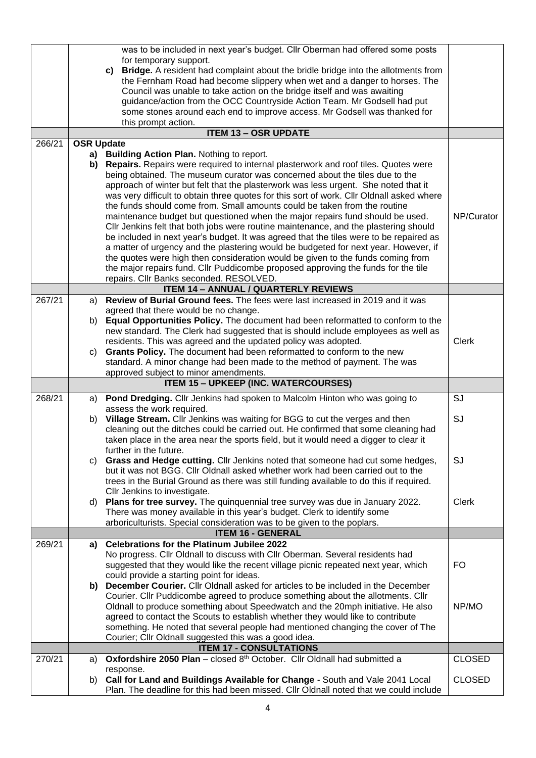| | | |
|---|---|---|
| | was to be included in next year's budget. Cllr Oberman had offered some posts for temporary support.<br>**c) Bridge.** A resident had complaint about the bridle bridge into the allotments from the Fernham Road had become slippery when wet and a danger to horses. The Council was unable to take action on the bridge itself and was awaiting guidance/action from the OCC Countryside Action Team. Mr Godsell had put some stones around each end to improve access. Mr Godsell was thanked for this prompt action. | |
| | **ITEM 13 – OSR UPDATE** | |
| 266/21 | **OSR Update**<br>**a) Building Action Plan.** Nothing to report.<br>**b) Repairs.** Repairs were required to internal plasterwork and roof tiles. Quotes were being obtained. The museum curator was concerned about the tiles due to the approach of winter but felt that the plasterwork was less urgent. She noted that it was very difficult to obtain three quotes for this sort of work. Cllr Oldnall asked where the funds should come from. Small amounts could be taken from the routine maintenance budget but questioned when the major repairs fund should be used. Cllr Jenkins felt that both jobs were routine maintenance, and the plastering should be included in next year's budget. It was agreed that the tiles were to be repaired as a matter of urgency and the plastering would be budgeted for next year. However, if the quotes were high then consideration would be given to the funds coming from the major repairs fund. Cllr Puddicombe proposed approving the funds for the tile repairs. Cllr Banks seconded. RESOLVED. | NP/Curator |
| | **ITEM 14 – ANNUAL / QUARTERLY REVIEWS** | |
| 267/21 | a) **Review of Burial Ground fees.** The fees were last increased in 2019 and it was agreed that there would be no change.<br>b) **Equal Opportunities Policy.** The document had been reformatted to conform to the new standard. The Clerk had suggested that is should include employees as well as residents. This was agreed and the updated policy was adopted.<br>c) **Grants Policy.** The document had been reformatted to conform to the new standard. A minor change had been made to the method of payment. The was approved subject to minor amendments. | Clerk |
| | **ITEM 15 – UPKEEP (INC. WATERCOURSES)** | |
| 268/21 | a) **Pond Dredging.** Cllr Jenkins had spoken to Malcolm Hinton who was going to assess the work required.<br>b) **Village Stream.** Cllr Jenkins was waiting for BGG to cut the verges and then cleaning out the ditches could be carried out. He confirmed that some cleaning had taken place in the area near the sports field, but it would need a digger to clear it further in the future.<br>c) **Grass and Hedge cutting.** Cllr Jenkins noted that someone had cut some hedges, but it was not BGG. Cllr Oldnall asked whether work had been carried out to the trees in the Burial Ground as there was still funding available to do this if required. Cllr Jenkins to investigate.<br>d) **Plans for tree survey.** The quinquennial tree survey was due in January 2022. There was money available in this year's budget. Clerk to identify some arboriculturists. Special consideration was to be given to the poplars. | SJ<br>SJ<br>SJ<br>Clerk |
| | **ITEM 16 - GENERAL** | |
| 269/21 | **a) Celebrations for the Platinum Jubilee 2022**<br>No progress. Cllr Oldnall to discuss with Cllr Oberman. Several residents had suggested that they would like the recent village picnic repeated next year, which could provide a starting point for ideas.<br>**b) December Courier.** Cllr Oldnall asked for articles to be included in the December Courier. Cllr Puddicombe agreed to produce something about the allotments. Cllr Oldnall to produce something about Speedwatch and the 20mph initiative. He also agreed to contact the Scouts to establish whether they would like to contribute something. He noted that several people had mentioned changing the cover of The Courier; Cllr Oldnall suggested this was a good idea. | FO<br>NP/MO |
| | **ITEM 17 - CONSULTATIONS** | |
| 270/21 | a) **Oxfordshire 2050 Plan** – closed 8th October. Cllr Oldnall had submitted a response.<br>b) **Call for Land and Buildings Available for Change** - South and Vale 2041 Local Plan. The deadline for this had been missed. Cllr Oldnall noted that we could include | CLOSED<br>CLOSED |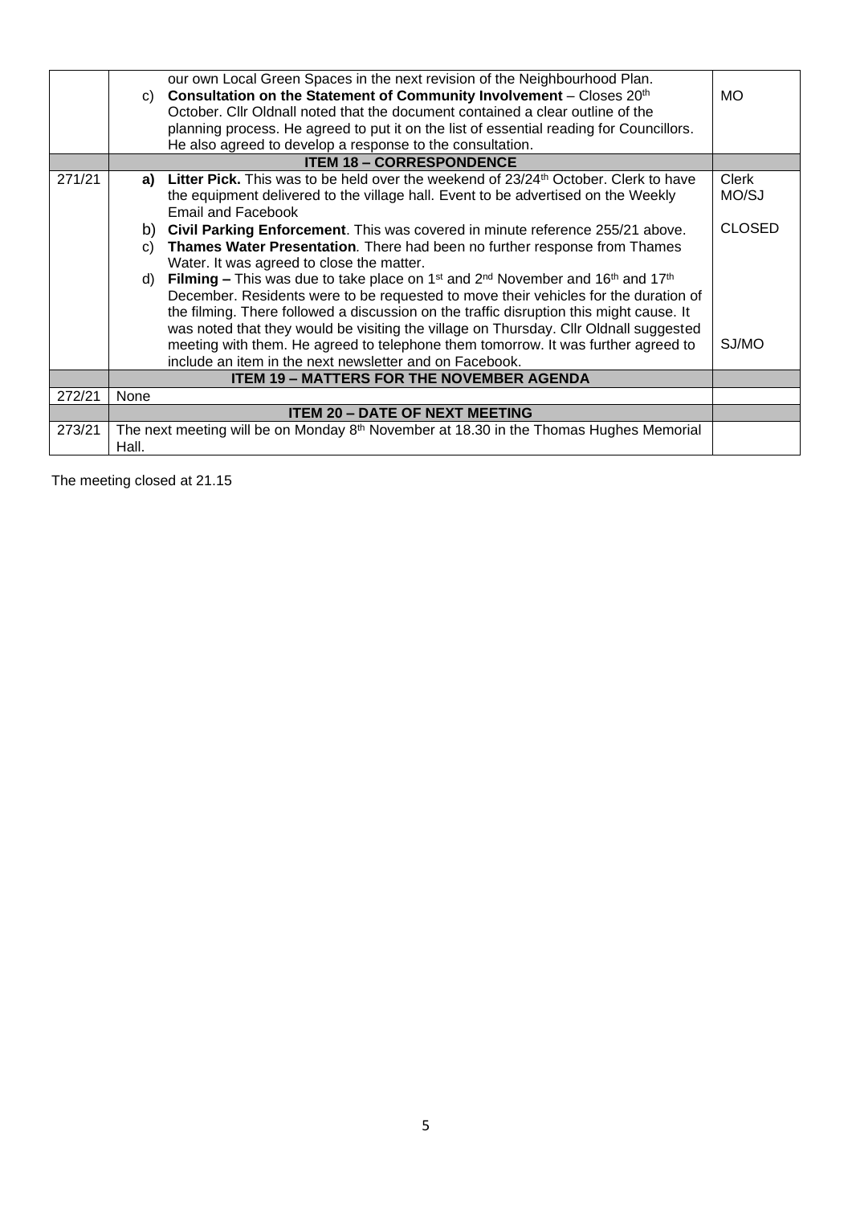| | | |
|---|---|---|
| | c) our own Local Green Spaces in the next revision of the Neighbourhood Plan. **Consultation on the Statement of Community Involvement** – Closes 20th October. Cllr Oldnall noted that the document contained a clear outline of the planning process. He agreed to put it on the list of essential reading for Councillors. He also agreed to develop a response to the consultation. | MO |
| | **ITEM 18 – CORRESPONDENCE** | |
| 271/21 | **a) Litter Pick.** This was to be held over the weekend of 23/24th October. Clerk to have the equipment delivered to the village hall. Event to be advertised on the Weekly Email and Facebook | Clerk MO/SJ |
| | b) **Civil Parking Enforcement**. This was covered in minute reference 255/21 above. | CLOSED |
| | c) **Thames Water Presentation**. There had been no further response from Thames Water. It was agreed to close the matter. | |
| | d) **Filming –** This was due to take place on 1st and 2nd November and 16th and 17th December. Residents were to be requested to move their vehicles for the duration of the filming. There followed a discussion on the traffic disruption this might cause. It was noted that they would be visiting the village on Thursday. Cllr Oldnall suggested meeting with them. He agreed to telephone them tomorrow. It was further agreed to include an item in the next newsletter and on Facebook. | SJ/MO |
| | **ITEM 19 – MATTERS FOR THE NOVEMBER AGENDA** | |
| 272/21 | None | |
| | **ITEM 20 – DATE OF NEXT MEETING** | |
| 273/21 | The next meeting will be on Monday 8th November at 18.30 in the Thomas Hughes Memorial Hall. | |

The meeting closed at 21.15